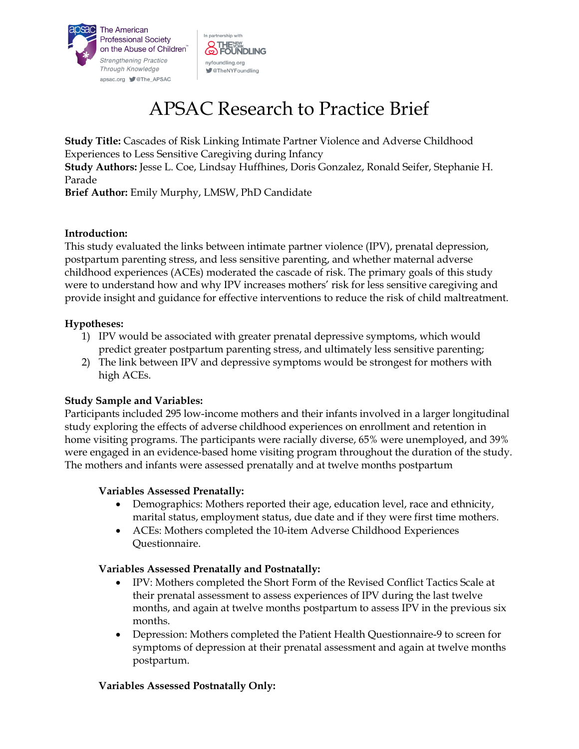The American Professional Society on the Abuse of Children

*Strengthening Practice Through Knowledge*

apsac.org @The_APSAC

In partnership with THE NEW YORK FOUNDLING

nyfoundling.org

@TheNYFoundling

# APSAC Research to Practice Brief

**Study Title:** Cascades of Risk Linking Intimate Partner Violence and Adverse Childhood Experiences to Less Sensitive Caregiving during Infancy
**Study Authors:** Jesse L. Coe, Lindsay Huffhines, Doris Gonzalez, Ronald Seifer, Stephanie H. Parade
**Brief Author:** Emily Murphy, LMSW, PhD Candidate

**Introduction:**
This study evaluated the links between intimate partner violence (IPV), prenatal depression, postpartum parenting stress, and less sensitive parenting, and whether maternal adverse childhood experiences (ACEs) moderated the cascade of risk. The primary goals of this study were to understand how and why IPV increases mothers' risk for less sensitive caregiving and provide insight and guidance for effective interventions to reduce the risk of child maltreatment.

**Hypotheses:**

1) IPV would be associated with greater prenatal depressive symptoms, which would predict greater postpartum parenting stress, and ultimately less sensitive parenting;
2) The link between IPV and depressive symptoms would be strongest for mothers with high ACEs.

**Study Sample and Variables:**
Participants included 295 low-income mothers and their infants involved in a larger longitudinal study exploring the effects of adverse childhood experiences on enrollment and retention in home visiting programs. The participants were racially diverse, 65% were unemployed, and 39% were engaged in an evidence-based home visiting program throughout the duration of the study. The mothers and infants were assessed prenatally and at twelve months postpartum

**Variables Assessed Prenatally:**

- Demographics: Mothers reported their age, education level, race and ethnicity, marital status, employment status, due date and if they were first time mothers.
- ACEs: Mothers completed the 10-item Adverse Childhood Experiences Questionnaire.

**Variables Assessed Prenatally and Postnatally:**

- IPV: Mothers completed the Short Form of the Revised Conflict Tactics Scale at their prenatal assessment to assess experiences of IPV during the last twelve months, and again at twelve months postpartum to assess IPV in the previous six months.
- Depression: Mothers completed the Patient Health Questionnaire-9 to screen for symptoms of depression at their prenatal assessment and again at twelve months postpartum.

**Variables Assessed Postnatally Only:**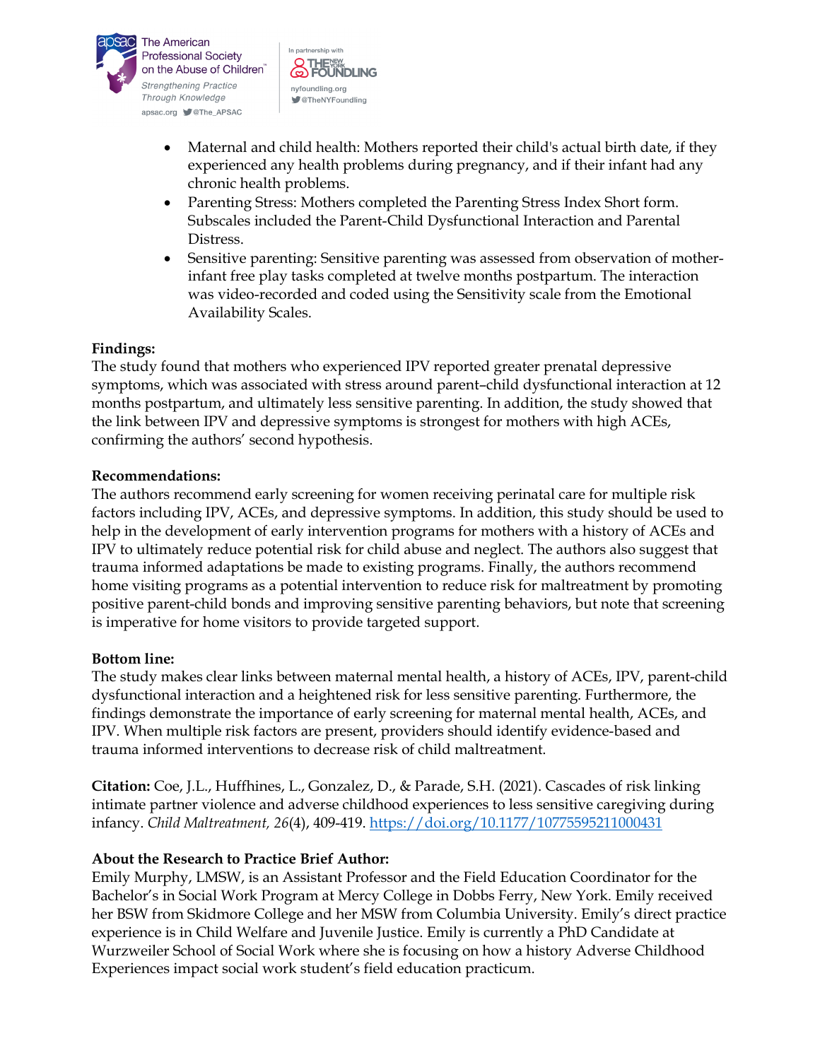- Maternal and child health: Mothers reported their child's actual birth date, if they experienced any health problems during pregnancy, and if their infant had any chronic health problems.
- Parenting Stress: Mothers completed the Parenting Stress Index Short form. Subscales included the Parent-Child Dysfunctional Interaction and Parental Distress.
- Sensitive parenting: Sensitive parenting was assessed from observation of mother-infant free play tasks completed at twelve months postpartum. The interaction was video-recorded and coded using the Sensitivity scale from the Emotional Availability Scales.

**Findings:**
The study found that mothers who experienced IPV reported greater prenatal depressive symptoms, which was associated with stress around parent–child dysfunctional interaction at 12 months postpartum, and ultimately less sensitive parenting. In addition, the study showed that the link between IPV and depressive symptoms is strongest for mothers with high ACEs, confirming the authors' second hypothesis.

**Recommendations:**
The authors recommend early screening for women receiving perinatal care for multiple risk factors including IPV, ACEs, and depressive symptoms. In addition, this study should be used to help in the development of early intervention programs for mothers with a history of ACEs and IPV to ultimately reduce potential risk for child abuse and neglect. The authors also suggest that trauma informed adaptations be made to existing programs. Finally, the authors recommend home visiting programs as a potential intervention to reduce risk for maltreatment by promoting positive parent-child bonds and improving sensitive parenting behaviors, but note that screening is imperative for home visitors to provide targeted support.

**Bottom line:**
The study makes clear links between maternal mental health, a history of ACEs, IPV, parent-child dysfunctional interaction and a heightened risk for less sensitive parenting. Furthermore, the findings demonstrate the importance of early screening for maternal mental health, ACEs, and IPV. When multiple risk factors are present, providers should identify evidence-based and trauma informed interventions to decrease risk of child maltreatment.

**Citation:** Coe, J.L., Huffhines, L., Gonzalez, D., & Parade, S.H. (2021). Cascades of risk linking intimate partner violence and adverse childhood experiences to less sensitive caregiving during infancy. *Child Maltreatment, 26*(4), 409-419. https://doi.org/10.1177/10775595211000431

**About the Research to Practice Brief Author:**
Emily Murphy, LMSW, is an Assistant Professor and the Field Education Coordinator for the Bachelor's in Social Work Program at Mercy College in Dobbs Ferry, New York. Emily received her BSW from Skidmore College and her MSW from Columbia University. Emily's direct practice experience is in Child Welfare and Juvenile Justice. Emily is currently a PhD Candidate at Wurzweiler School of Social Work where she is focusing on how a history Adverse Childhood Experiences impact social work student's field education practicum.